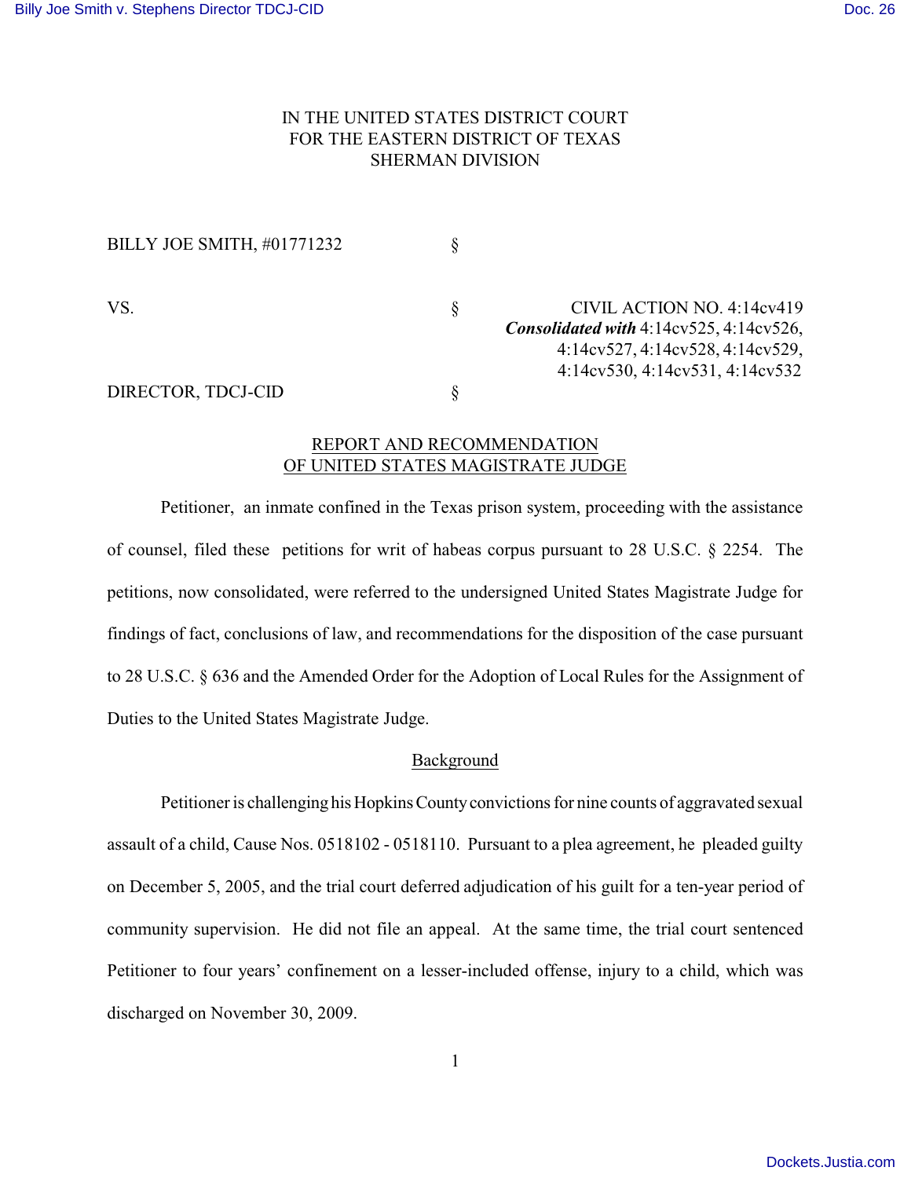IN THE UNITED STATES DISTRICT COURT
FOR THE EASTERN DISTRICT OF TEXAS
SHERMAN DIVISION

BILLY JOE SMITH, #01771232 §

VS. § CIVIL ACTION NO. 4:14cv419
*Consolidated with* 4:14cv525, 4:14cv526, 4:14cv527, 4:14cv528, 4:14cv529, 4:14cv530, 4:14cv531, 4:14cv532

DIRECTOR, TDCJ-CID §

## REPORT AND RECOMMENDATION OF UNITED STATES MAGISTRATE JUDGE

Petitioner, an inmate confined in the Texas prison system, proceeding with the assistance of counsel, filed these petitions for writ of habeas corpus pursuant to 28 U.S.C. § 2254. The petitions, now consolidated, were referred to the undersigned United States Magistrate Judge for findings of fact, conclusions of law, and recommendations for the disposition of the case pursuant to 28 U.S.C. § 636 and the Amended Order for the Adoption of Local Rules for the Assignment of Duties to the United States Magistrate Judge.

### Background

Petitioner is challenging his Hopkins County convictions for nine counts of aggravated sexual assault of a child, Cause Nos. 0518102 - 0518110. Pursuant to a plea agreement, he pleaded guilty on December 5, 2005, and the trial court deferred adjudication of his guilt for a ten-year period of community supervision. He did not file an appeal. At the same time, the trial court sentenced Petitioner to four years' confinement on a lesser-included offense, injury to a child, which was discharged on November 30, 2009.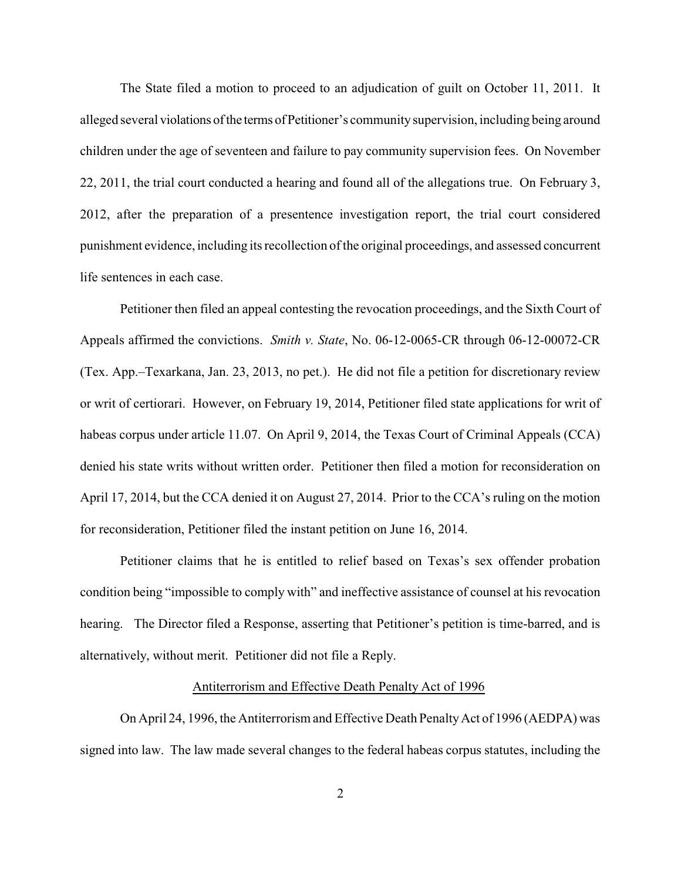The State filed a motion to proceed to an adjudication of guilt on October 11, 2011. It alleged several violations of the terms of Petitioner's community supervision, including being around children under the age of seventeen and failure to pay community supervision fees. On November 22, 2011, the trial court conducted a hearing and found all of the allegations true. On February 3, 2012, after the preparation of a presentence investigation report, the trial court considered punishment evidence, including its recollection of the original proceedings, and assessed concurrent life sentences in each case.

Petitioner then filed an appeal contesting the revocation proceedings, and the Sixth Court of Appeals affirmed the convictions. *Smith v. State*, No. 06-12-0065-CR through 06-12-00072-CR (Tex. App.–Texarkana, Jan. 23, 2013, no pet.). He did not file a petition for discretionary review or writ of certiorari. However, on February 19, 2014, Petitioner filed state applications for writ of habeas corpus under article 11.07. On April 9, 2014, the Texas Court of Criminal Appeals (CCA) denied his state writs without written order. Petitioner then filed a motion for reconsideration on April 17, 2014, but the CCA denied it on August 27, 2014. Prior to the CCA's ruling on the motion for reconsideration, Petitioner filed the instant petition on June 16, 2014.

Petitioner claims that he is entitled to relief based on Texas's sex offender probation condition being "impossible to comply with" and ineffective assistance of counsel at his revocation hearing. The Director filed a Response, asserting that Petitioner's petition is time-barred, and is alternatively, without merit. Petitioner did not file a Reply.

## Antiterrorism and Effective Death Penalty Act of 1996

On April 24, 1996, the Antiterrorism and Effective Death Penalty Act of 1996 (AEDPA) was signed into law. The law made several changes to the federal habeas corpus statutes, including the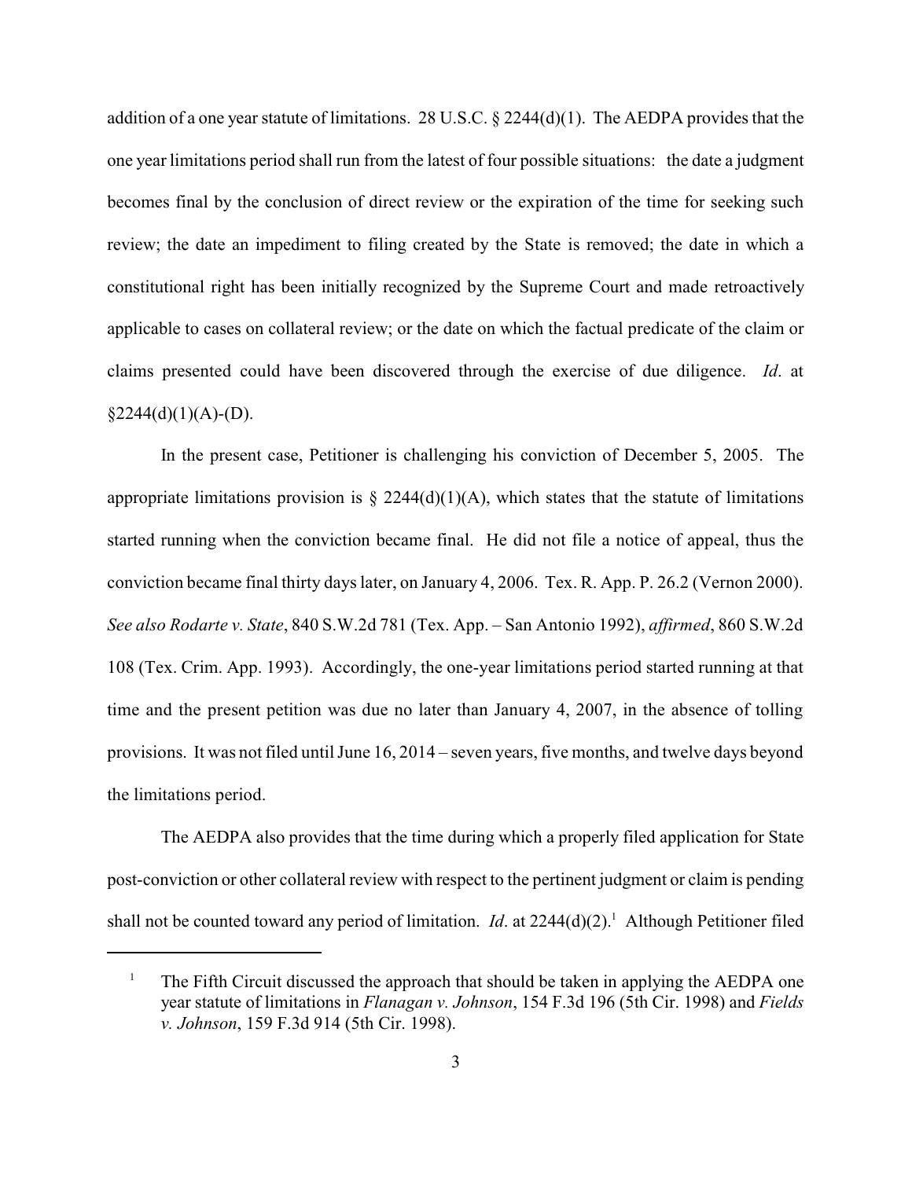addition of a one year statute of limitations. 28 U.S.C. § 2244(d)(1). The AEDPA provides that the one year limitations period shall run from the latest of four possible situations: the date a judgment becomes final by the conclusion of direct review or the expiration of the time for seeking such review; the date an impediment to filing created by the State is removed; the date in which a constitutional right has been initially recognized by the Supreme Court and made retroactively applicable to cases on collateral review; or the date on which the factual predicate of the claim or claims presented could have been discovered through the exercise of due diligence. *Id*. at §2244(d)(1)(A)-(D).

In the present case, Petitioner is challenging his conviction of December 5, 2005. The appropriate limitations provision is § 2244(d)(1)(A), which states that the statute of limitations started running when the conviction became final. He did not file a notice of appeal, thus the conviction became final thirty days later, on January 4, 2006. Tex. R. App. P. 26.2 (Vernon 2000). *See also Rodarte v. State*, 840 S.W.2d 781 (Tex. App. – San Antonio 1992), *affirmed*, 860 S.W.2d 108 (Tex. Crim. App. 1993). Accordingly, the one-year limitations period started running at that time and the present petition was due no later than January 4, 2007, in the absence of tolling provisions. It was not filed until June 16, 2014 – seven years, five months, and twelve days beyond the limitations period.

The AEDPA also provides that the time during which a properly filed application for State post-conviction or other collateral review with respect to the pertinent judgment or claim is pending shall not be counted toward any period of limitation. *Id*. at 2244(d)(2).[1] Although Petitioner filed

[1] The Fifth Circuit discussed the approach that should be taken in applying the AEDPA one year statute of limitations in *Flanagan v. Johnson*, 154 F.3d 196 (5th Cir. 1998) and *Fields v. Johnson*, 159 F.3d 914 (5th Cir. 1998).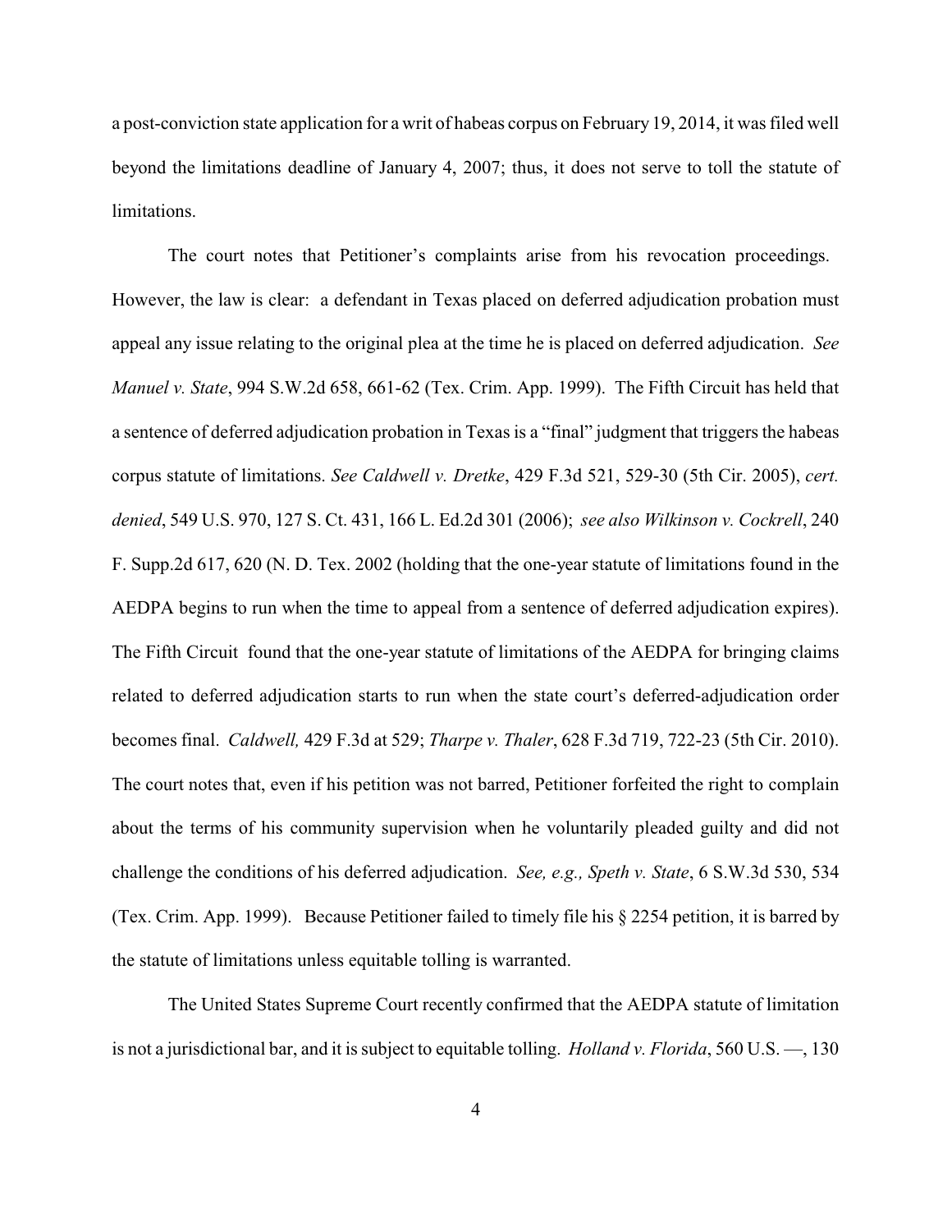a post-conviction state application for a writ of habeas corpus on February 19, 2014, it was filed well beyond the limitations deadline of January 4, 2007; thus, it does not serve to toll the statute of limitations.

The court notes that Petitioner's complaints arise from his revocation proceedings. However, the law is clear: a defendant in Texas placed on deferred adjudication probation must appeal any issue relating to the original plea at the time he is placed on deferred adjudication. *See Manuel v. State*, 994 S.W.2d 658, 661-62 (Tex. Crim. App. 1999). The Fifth Circuit has held that a sentence of deferred adjudication probation in Texas is a "final" judgment that triggers the habeas corpus statute of limitations. *See Caldwell v. Dretke*, 429 F.3d 521, 529-30 (5th Cir. 2005), *cert. denied*, 549 U.S. 970, 127 S. Ct. 431, 166 L. Ed.2d 301 (2006); *see also Wilkinson v. Cockrell*, 240 F. Supp.2d 617, 620 (N. D. Tex. 2002 (holding that the one-year statute of limitations found in the AEDPA begins to run when the time to appeal from a sentence of deferred adjudication expires). The Fifth Circuit found that the one-year statute of limitations of the AEDPA for bringing claims related to deferred adjudication starts to run when the state court's deferred-adjudication order becomes final. *Caldwell,* 429 F.3d at 529; *Tharpe v. Thaler*, 628 F.3d 719, 722-23 (5th Cir. 2010). The court notes that, even if his petition was not barred, Petitioner forfeited the right to complain about the terms of his community supervision when he voluntarily pleaded guilty and did not challenge the conditions of his deferred adjudication. *See, e.g., Speth v. State*, 6 S.W.3d 530, 534 (Tex. Crim. App. 1999). Because Petitioner failed to timely file his § 2254 petition, it is barred by the statute of limitations unless equitable tolling is warranted.

The United States Supreme Court recently confirmed that the AEDPA statute of limitation is not a jurisdictional bar, and it is subject to equitable tolling. *Holland v. Florida*, 560 U.S. —, 130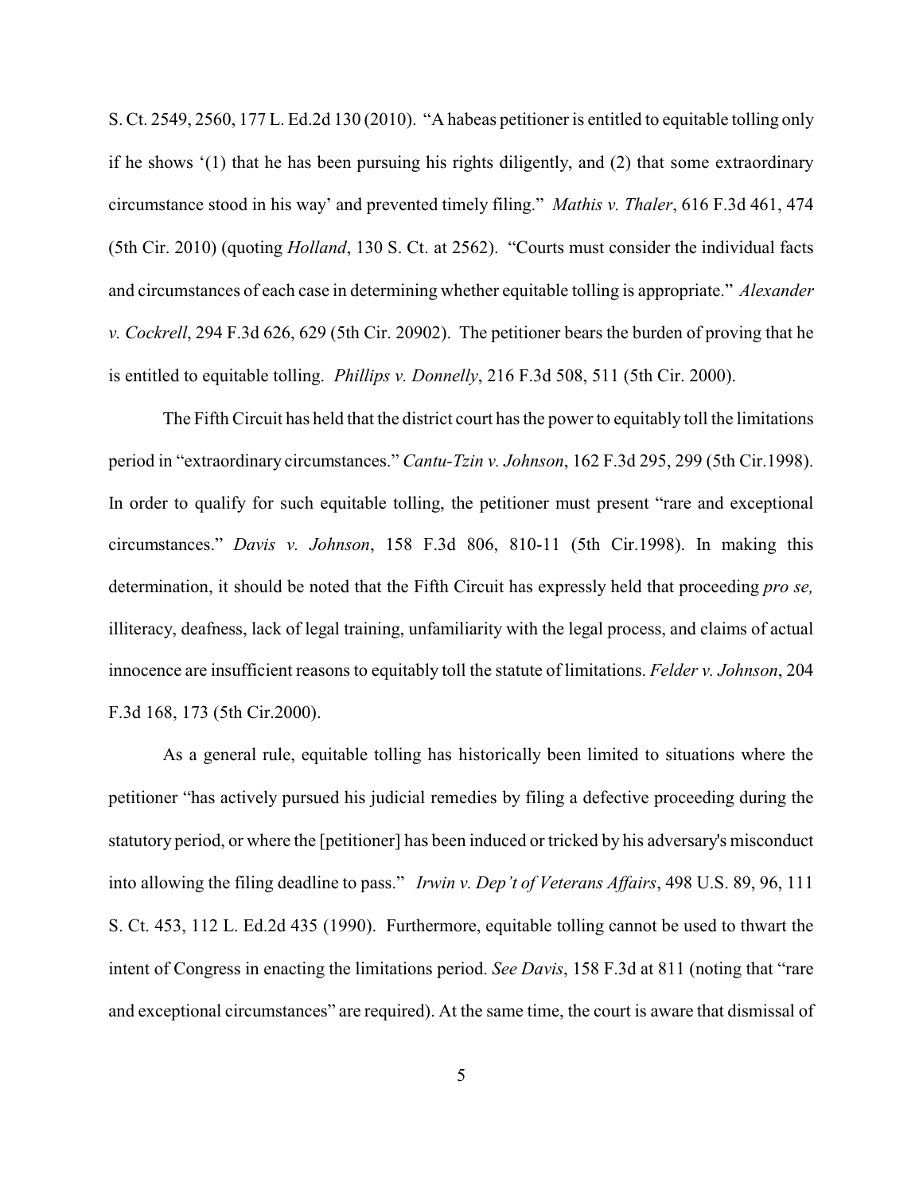S. Ct. 2549, 2560, 177 L. Ed.2d 130 (2010). "A habeas petitioner is entitled to equitable tolling only if he shows '(1) that he has been pursuing his rights diligently, and (2) that some extraordinary circumstance stood in his way' and prevented timely filing." *Mathis v. Thaler*, 616 F.3d 461, 474 (5th Cir. 2010) (quoting *Holland*, 130 S. Ct. at 2562). "Courts must consider the individual facts and circumstances of each case in determining whether equitable tolling is appropriate." *Alexander v. Cockrell*, 294 F.3d 626, 629 (5th Cir. 20902). The petitioner bears the burden of proving that he is entitled to equitable tolling. *Phillips v. Donnelly*, 216 F.3d 508, 511 (5th Cir. 2000).

The Fifth Circuit has held that the district court has the power to equitably toll the limitations period in "extraordinary circumstances." *Cantu-Tzin v. Johnson*, 162 F.3d 295, 299 (5th Cir.1998). In order to qualify for such equitable tolling, the petitioner must present "rare and exceptional circumstances." *Davis v. Johnson*, 158 F.3d 806, 810-11 (5th Cir.1998). In making this determination, it should be noted that the Fifth Circuit has expressly held that proceeding *pro se,* illiteracy, deafness, lack of legal training, unfamiliarity with the legal process, and claims of actual innocence are insufficient reasons to equitably toll the statute of limitations. *Felder v. Johnson*, 204 F.3d 168, 173 (5th Cir.2000).

As a general rule, equitable tolling has historically been limited to situations where the petitioner "has actively pursued his judicial remedies by filing a defective proceeding during the statutory period, or where the [petitioner] has been induced or tricked by his adversary's misconduct into allowing the filing deadline to pass." *Irwin v. Dep't of Veterans Affairs*, 498 U.S. 89, 96, 111 S. Ct. 453, 112 L. Ed.2d 435 (1990). Furthermore, equitable tolling cannot be used to thwart the intent of Congress in enacting the limitations period. *See Davis*, 158 F.3d at 811 (noting that "rare and exceptional circumstances" are required). At the same time, the court is aware that dismissal of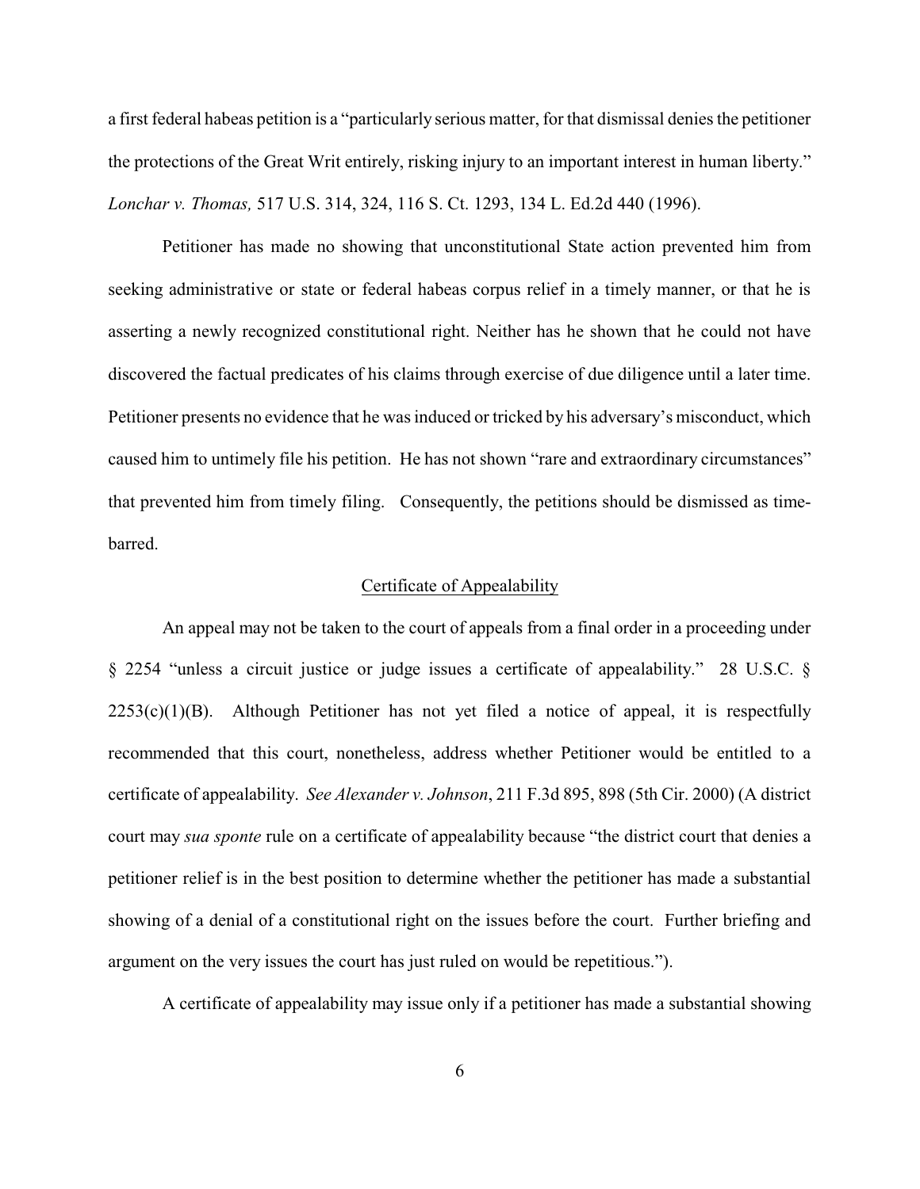a first federal habeas petition is a "particularly serious matter, for that dismissal denies the petitioner the protections of the Great Writ entirely, risking injury to an important interest in human liberty." *Lonchar v. Thomas,* 517 U.S. 314, 324, 116 S. Ct. 1293, 134 L. Ed.2d 440 (1996).

Petitioner has made no showing that unconstitutional State action prevented him from seeking administrative or state or federal habeas corpus relief in a timely manner, or that he is asserting a newly recognized constitutional right. Neither has he shown that he could not have discovered the factual predicates of his claims through exercise of due diligence until a later time. Petitioner presents no evidence that he was induced or tricked by his adversary's misconduct, which caused him to untimely file his petition. He has not shown "rare and extraordinary circumstances" that prevented him from timely filing. Consequently, the petitions should be dismissed as time-barred.

## Certificate of Appealability

An appeal may not be taken to the court of appeals from a final order in a proceeding under § 2254 "unless a circuit justice or judge issues a certificate of appealability." 28 U.S.C. § 2253(c)(1)(B). Although Petitioner has not yet filed a notice of appeal, it is respectfully recommended that this court, nonetheless, address whether Petitioner would be entitled to a certificate of appealability. *See Alexander v. Johnson*, 211 F.3d 895, 898 (5th Cir. 2000) (A district court may *sua sponte* rule on a certificate of appealability because "the district court that denies a petitioner relief is in the best position to determine whether the petitioner has made a substantial showing of a denial of a constitutional right on the issues before the court. Further briefing and argument on the very issues the court has just ruled on would be repetitious.").

A certificate of appealability may issue only if a petitioner has made a substantial showing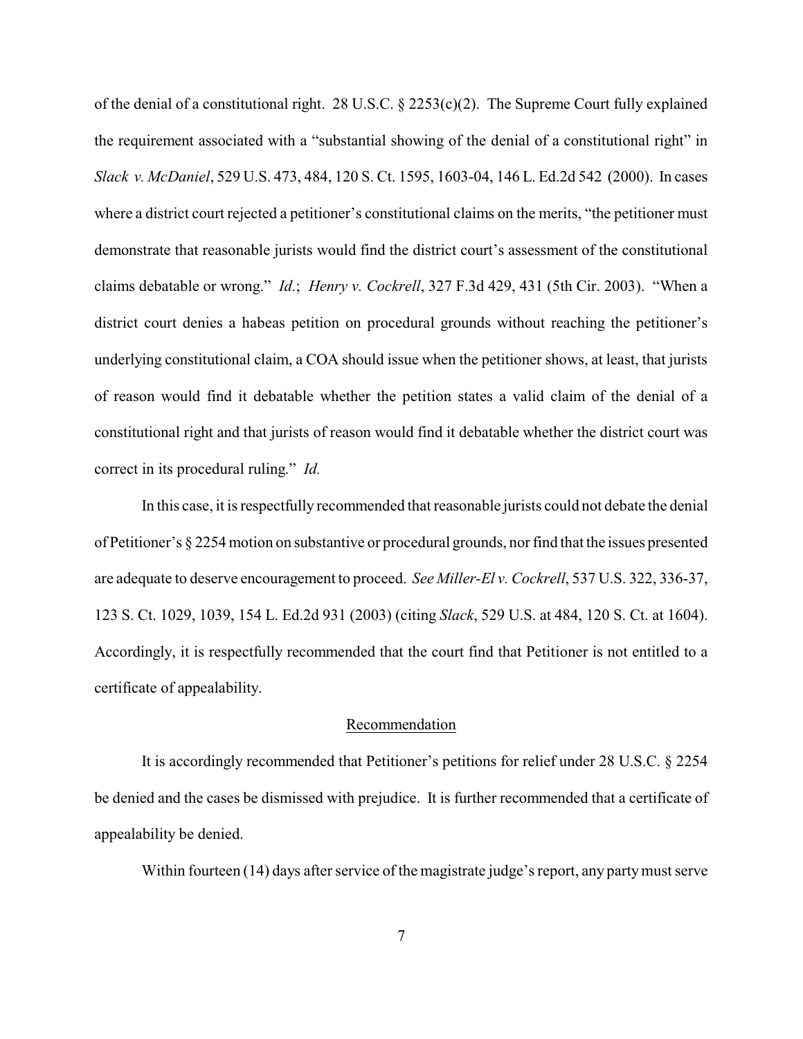of the denial of a constitutional right. 28 U.S.C. § 2253(c)(2). The Supreme Court fully explained the requirement associated with a "substantial showing of the denial of a constitutional right" in *Slack v. McDaniel*, 529 U.S. 473, 484, 120 S. Ct. 1595, 1603-04, 146 L. Ed.2d 542 (2000). In cases where a district court rejected a petitioner's constitutional claims on the merits, "the petitioner must demonstrate that reasonable jurists would find the district court's assessment of the constitutional claims debatable or wrong." *Id.*; *Henry v. Cockrell*, 327 F.3d 429, 431 (5th Cir. 2003). "When a district court denies a habeas petition on procedural grounds without reaching the petitioner's underlying constitutional claim, a COA should issue when the petitioner shows, at least, that jurists of reason would find it debatable whether the petition states a valid claim of the denial of a constitutional right and that jurists of reason would find it debatable whether the district court was correct in its procedural ruling." *Id.*

In this case, it is respectfully recommended that reasonable jurists could not debate the denial of Petitioner's § 2254 motion on substantive or procedural grounds, nor find that the issues presented are adequate to deserve encouragement to proceed. *See Miller-El v. Cockrell*, 537 U.S. 322, 336-37, 123 S. Ct. 1029, 1039, 154 L. Ed.2d 931 (2003) (citing *Slack*, 529 U.S. at 484, 120 S. Ct. at 1604). Accordingly, it is respectfully recommended that the court find that Petitioner is not entitled to a certificate of appealability.

## Recommendation

It is accordingly recommended that Petitioner's petitions for relief under 28 U.S.C. § 2254 be denied and the cases be dismissed with prejudice. It is further recommended that a certificate of appealability be denied.

Within fourteen (14) days after service of the magistrate judge's report, any party must serve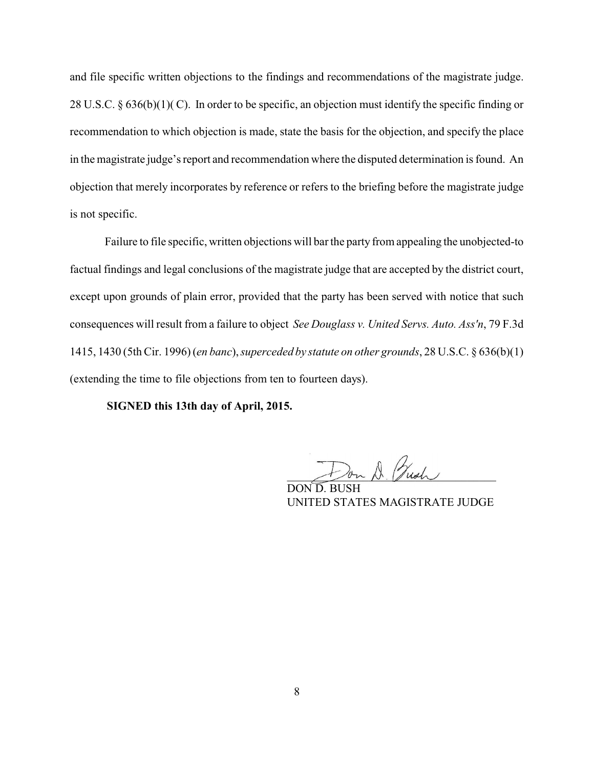and file specific written objections to the findings and recommendations of the magistrate judge. 28 U.S.C. § 636(b)(1)( C). In order to be specific, an objection must identify the specific finding or recommendation to which objection is made, state the basis for the objection, and specify the place in the magistrate judge's report and recommendation where the disputed determination is found. An objection that merely incorporates by reference or refers to the briefing before the magistrate judge is not specific.

Failure to file specific, written objections will bar the party from appealing the unobjected-to factual findings and legal conclusions of the magistrate judge that are accepted by the district court, except upon grounds of plain error, provided that the party has been served with notice that such consequences will result from a failure to object *See Douglass v. United Servs. Auto. Ass'n*, 79 F.3d 1415, 1430 (5th Cir. 1996) (*en banc*), *superceded by statute on other grounds*, 28 U.S.C. § 636(b)(1) (extending the time to file objections from ten to fourteen days).

**SIGNED this 13th day of April, 2015.**

DON D. BUSH
UNITED STATES MAGISTRATE JUDGE